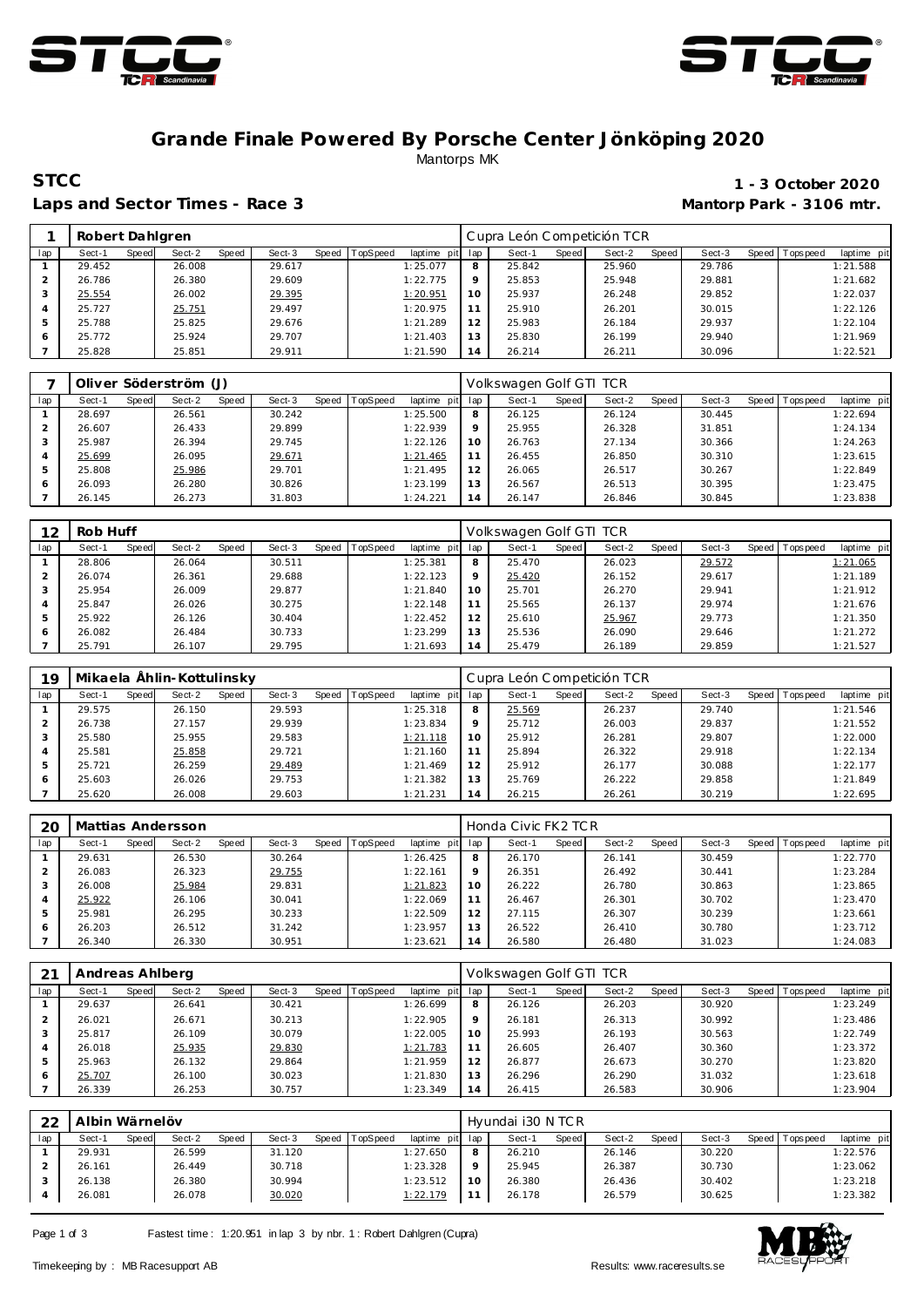# Grande Finale Powered By Porsche Center Jönköping 2020

Mantorps MK

**STCC** — **1 - 3 October 2020**

**Laps and Sector Times - Race 3** — **Mantorp Park - 3106 mtr.**

| 1 | Robert Dahlgren | | | | | | | | | Cupra León Competición TCR | | | | | | | |
|---|---|---|---|---|---|---|---|---|---|---|---|---|---|---|---|---|---|
| lap | Sect-1 | Speed | Sect-2 | Speed | Sect-3 | Speed | TopSpeed | laptime pit | lap | Sect-1 | Speed | Sect-2 | Speed | Sect-3 | Speed | Topspeed | laptime pit |
| 1 | 29.452 | | 26.008 | | 29.617 | | | 1:25.077 | 8 | 25.842 | | 25.960 | | 29.786 | | | 1:21.588 |
| 2 | 26.786 | | 26.380 | | 29.609 | | | 1:22.775 | 9 | 25.853 | | 25.948 | | 29.881 | | | 1:21.682 |
| 3 | 25.554 | | 26.002 | | 29.395 | | | 1:20.951 | 10 | 25.937 | | 26.248 | | 29.852 | | | 1:22.037 |
| 4 | 25.727 | | 25.751 | | 29.497 | | | 1:20.975 | 11 | 25.910 | | 26.201 | | 30.015 | | | 1:22.126 |
| 5 | 25.788 | | 25.825 | | 29.676 | | | 1:21.289 | 12 | 25.983 | | 26.184 | | 29.937 | | | 1:22.104 |
| 6 | 25.772 | | 25.924 | | 29.707 | | | 1:21.403 | 13 | 25.830 | | 26.199 | | 29.940 | | | 1:21.969 |
| 7 | 25.828 | | 25.851 | | 29.911 | | | 1:21.590 | 14 | 26.214 | | 26.211 | | 30.096 | | | 1:22.521 |

| 7 | Oliver Söderström (J) | | | | | | | | | Volkswagen Golf GTI TCR | | | | | | | |
|---|---|---|---|---|---|---|---|---|---|---|---|---|---|---|---|---|---|
| lap | Sect-1 | Speed | Sect-2 | Speed | Sect-3 | Speed | TopSpeed | laptime pit | lap | Sect-1 | Speed | Sect-2 | Speed | Sect-3 | Speed | Topspeed | laptime pit |
| 1 | 28.697 | | 26.561 | | 30.242 | | | 1:25.500 | 8 | 26.125 | | 26.124 | | 30.445 | | | 1:22.694 |
| 2 | 26.607 | | 26.433 | | 29.899 | | | 1:22.939 | 9 | 25.955 | | 26.328 | | 31.851 | | | 1:24.134 |
| 3 | 25.987 | | 26.394 | | 29.745 | | | 1:22.126 | 10 | 26.763 | | 27.134 | | 30.366 | | | 1:24.263 |
| 4 | 25.699 | | 26.095 | | 29.671 | | | 1:21.465 | 11 | 26.455 | | 26.850 | | 30.310 | | | 1:23.615 |
| 5 | 25.808 | | 25.986 | | 29.701 | | | 1:21.495 | 12 | 26.065 | | 26.517 | | 30.267 | | | 1:22.849 |
| 6 | 26.093 | | 26.280 | | 30.826 | | | 1:23.199 | 13 | 26.567 | | 26.513 | | 30.395 | | | 1:23.475 |
| 7 | 26.145 | | 26.273 | | 31.803 | | | 1:24.221 | 14 | 26.147 | | 26.846 | | 30.845 | | | 1:23.838 |

| 12 | Rob Huff | | | | | | | | | Volkswagen Golf GTI TCR | | | | | | | |
|---|---|---|---|---|---|---|---|---|---|---|---|---|---|---|---|---|---|
| lap | Sect-1 | Speed | Sect-2 | Speed | Sect-3 | Speed | TopSpeed | laptime pit | lap | Sect-1 | Speed | Sect-2 | Speed | Sect-3 | Speed | Topspeed | laptime pit |
| 1 | 28.806 | | 26.064 | | 30.511 | | | 1:25.381 | 8 | 25.470 | | 26.023 | | 29.572 | | | 1:21.065 |
| 2 | 26.074 | | 26.361 | | 29.688 | | | 1:22.123 | 9 | 25.420 | | 26.152 | | 29.617 | | | 1:21.189 |
| 3 | 25.954 | | 26.009 | | 29.877 | | | 1:21.840 | 10 | 25.701 | | 26.270 | | 29.941 | | | 1:21.912 |
| 4 | 25.847 | | 26.026 | | 30.275 | | | 1:22.148 | 11 | 25.565 | | 26.137 | | 29.974 | | | 1:21.676 |
| 5 | 25.922 | | 26.126 | | 30.404 | | | 1:22.452 | 12 | 25.610 | | 25.967 | | 29.773 | | | 1:21.350 |
| 6 | 26.082 | | 26.484 | | 30.733 | | | 1:23.299 | 13 | 25.536 | | 26.090 | | 29.646 | | | 1:21.272 |
| 7 | 25.791 | | 26.107 | | 29.795 | | | 1:21.693 | 14 | 25.479 | | 26.189 | | 29.859 | | | 1:21.527 |

| 19 | Mikaela Åhlin-Kottulinsky | | | | | | | | | Cupra León Competición TCR | | | | | | | |
|---|---|---|---|---|---|---|---|---|---|---|---|---|---|---|---|---|---|
| lap | Sect-1 | Speed | Sect-2 | Speed | Sect-3 | Speed | TopSpeed | laptime pit | lap | Sect-1 | Speed | Sect-2 | Speed | Sect-3 | Speed | Topspeed | laptime pit |
| 1 | 29.575 | | 26.150 | | 29.593 | | | 1:25.318 | 8 | 25.569 | | 26.237 | | 29.740 | | | 1:21.546 |
| 2 | 26.738 | | 27.157 | | 29.939 | | | 1:23.834 | 9 | 25.712 | | 26.003 | | 29.837 | | | 1:21.552 |
| 3 | 25.580 | | 25.955 | | 29.583 | | | 1:21.118 | 10 | 25.912 | | 26.281 | | 29.807 | | | 1:22.000 |
| 4 | 25.581 | | 25.858 | | 29.721 | | | 1:21.160 | 11 | 25.894 | | 26.322 | | 29.918 | | | 1:22.134 |
| 5 | 25.721 | | 26.259 | | 29.489 | | | 1:21.469 | 12 | 25.912 | | 26.177 | | 30.088 | | | 1:22.177 |
| 6 | 25.603 | | 26.026 | | 29.753 | | | 1:21.382 | 13 | 25.769 | | 26.222 | | 29.858 | | | 1:21.849 |
| 7 | 25.620 | | 26.008 | | 29.603 | | | 1:21.231 | 14 | 26.215 | | 26.261 | | 30.219 | | | 1:22.695 |

| 20 | Mattias Andersson | | | | | | | | | Honda Civic FK2 TCR | | | | | | | |
|---|---|---|---|---|---|---|---|---|---|---|---|---|---|---|---|---|---|
| lap | Sect-1 | Speed | Sect-2 | Speed | Sect-3 | Speed | TopSpeed | laptime pit | lap | Sect-1 | Speed | Sect-2 | Speed | Sect-3 | Speed | Topspeed | laptime pit |
| 1 | 29.631 | | 26.530 | | 30.264 | | | 1:26.425 | 8 | 26.170 | | 26.141 | | 30.459 | | | 1:22.770 |
| 2 | 26.083 | | 26.323 | | 29.755 | | | 1:22.161 | 9 | 26.351 | | 26.492 | | 30.441 | | | 1:23.284 |
| 3 | 26.008 | | 25.984 | | 29.831 | | | 1:21.823 | 10 | 26.222 | | 26.780 | | 30.863 | | | 1:23.865 |
| 4 | 25.922 | | 26.106 | | 30.041 | | | 1:22.069 | 11 | 26.467 | | 26.301 | | 30.702 | | | 1:23.470 |
| 5 | 25.981 | | 26.295 | | 30.233 | | | 1:22.509 | 12 | 27.115 | | 26.307 | | 30.239 | | | 1:23.661 |
| 6 | 26.203 | | 26.512 | | 31.242 | | | 1:23.957 | 13 | 26.522 | | 26.410 | | 30.780 | | | 1:23.712 |
| 7 | 26.340 | | 26.330 | | 30.951 | | | 1:23.621 | 14 | 26.580 | | 26.480 | | 31.023 | | | 1:24.083 |

| 21 | Andreas Ahlberg | | | | | | | | | Volkswagen Golf GTI TCR | | | | | | | |
|---|---|---|---|---|---|---|---|---|---|---|---|---|---|---|---|---|---|
| lap | Sect-1 | Speed | Sect-2 | Speed | Sect-3 | Speed | TopSpeed | laptime pit | lap | Sect-1 | Speed | Sect-2 | Speed | Sect-3 | Speed | Topspeed | laptime pit |
| 1 | 29.637 | | 26.641 | | 30.421 | | | 1:26.699 | 8 | 26.126 | | 26.203 | | 30.920 | | | 1:23.249 |
| 2 | 26.021 | | 26.671 | | 30.213 | | | 1:22.905 | 9 | 26.181 | | 26.313 | | 30.992 | | | 1:23.486 |
| 3 | 25.817 | | 26.109 | | 30.079 | | | 1:22.005 | 10 | 25.993 | | 26.193 | | 30.563 | | | 1:22.749 |
| 4 | 26.018 | | 25.935 | | 29.830 | | | 1:21.783 | 11 | 26.605 | | 26.407 | | 30.360 | | | 1:23.372 |
| 5 | 25.963 | | 26.132 | | 29.864 | | | 1:21.959 | 12 | 26.877 | | 26.673 | | 30.270 | | | 1:23.820 |
| 6 | 25.707 | | 26.100 | | 30.023 | | | 1:21.830 | 13 | 26.296 | | 26.290 | | 31.032 | | | 1:23.618 |
| 7 | 26.339 | | 26.253 | | 30.757 | | | 1:23.349 | 14 | 26.415 | | 26.583 | | 30.906 | | | 1:23.904 |

| 22 | Albin Wärnelöv | | | | | | | | | Hyundai i30 N TCR | | | | | | | |
|---|---|---|---|---|---|---|---|---|---|---|---|---|---|---|---|---|---|
| lap | Sect-1 | Speed | Sect-2 | Speed | Sect-3 | Speed | TopSpeed | laptime pit | lap | Sect-1 | Speed | Sect-2 | Speed | Sect-3 | Speed | Topspeed | laptime pit |
| 1 | 29.931 | | 26.599 | | 31.120 | | | 1:27.650 | 8 | 26.210 | | 26.146 | | 30.220 | | | 1:22.576 |
| 2 | 26.161 | | 26.449 | | 30.718 | | | 1:23.328 | 9 | 25.945 | | 26.387 | | 30.730 | | | 1:23.062 |
| 3 | 26.138 | | 26.380 | | 30.994 | | | 1:23.512 | 10 | 26.380 | | 26.436 | | 30.402 | | | 1:23.218 |
| 4 | 26.081 | | 26.078 | | 30.020 | | | 1:22.179 | 11 | 26.178 | | 26.579 | | 30.625 | | | 1:23.382 |

Fastest time : 1:20.951 in lap 3 by nbr. 1 : Robert Dahlgren (Cupra)

Timekeeping by : MB Racesupport AB — Results: www.raceresults.se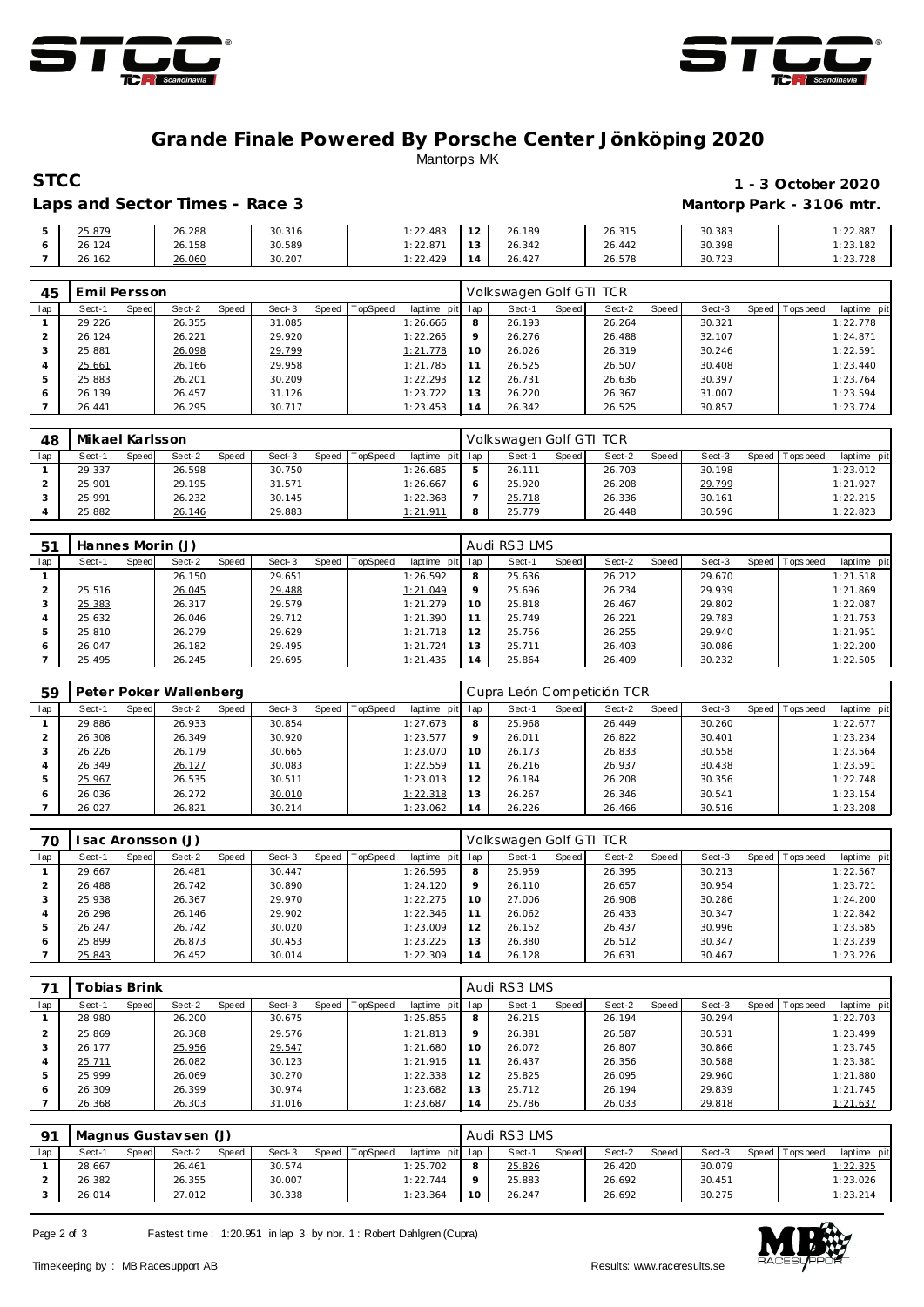# Grande Finale Powered By Porsche Center Jönköping 2020

Mantorps MK

**STCC** **1 - 3 October 2020**

**Laps and Sector Times - Race 3** **Mantorp Park - 3106 mtr.**

| lap | Sect-1 | Speed | Sect-2 | Speed | Sect-3 | Speed | TopSpeed | laptime pit | lap | Sect-1 | Speed | Sect-2 | Speed | Sect-3 | Speed | Topspeed | laptime pit |
|---|---|---|---|---|---|---|---|---|---|---|---|---|---|---|---|---|---|
| 5 | 25.879 | | 26.288 | | 30.316 | | | 1:22.483 | 12 | 26.189 | | 26.315 | | 30.383 | | | 1:22.887 |
| 6 | 26.124 | | 26.158 | | 30.589 | | | 1:22.871 | 13 | 26.342 | | 26.442 | | 30.398 | | | 1:23.182 |
| 7 | 26.162 | | 26.060 | | 30.207 | | | 1:22.429 | 14 | 26.427 | | 26.578 | | 30.723 | | | 1:23.728 |

**45 Emil Persson** — Volkswagen Golf GTI TCR

| lap | Sect-1 | Speed | Sect-2 | Speed | Sect-3 | Speed | TopSpeed | laptime pit | lap | Sect-1 | Speed | Sect-2 | Speed | Sect-3 | Speed | Topspeed | laptime pit |
|---|---|---|---|---|---|---|---|---|---|---|---|---|---|---|---|---|---|
| 1 | 29.226 | | 26.355 | | 31.085 | | | 1:26.666 | 8 | 26.193 | | 26.264 | | 30.321 | | | 1:22.778 |
| 2 | 26.124 | | 26.221 | | 29.920 | | | 1:22.265 | 9 | 26.276 | | 26.488 | | 32.107 | | | 1:24.871 |
| 3 | 25.881 | | 26.098 | | 29.799 | | | 1:21.778 | 10 | 26.026 | | 26.319 | | 30.246 | | | 1:22.591 |
| 4 | 25.661 | | 26.166 | | 29.958 | | | 1:21.785 | 11 | 26.525 | | 26.507 | | 30.408 | | | 1:23.440 |
| 5 | 25.883 | | 26.201 | | 30.209 | | | 1:22.293 | 12 | 26.731 | | 26.636 | | 30.397 | | | 1:23.764 |
| 6 | 26.139 | | 26.457 | | 31.126 | | | 1:23.722 | 13 | 26.220 | | 26.367 | | 31.007 | | | 1:23.594 |
| 7 | 26.441 | | 26.295 | | 30.717 | | | 1:23.453 | 14 | 26.342 | | 26.525 | | 30.857 | | | 1:23.724 |

**48 Mikael Karlsson** — Volkswagen Golf GTI TCR

| lap | Sect-1 | Speed | Sect-2 | Speed | Sect-3 | Speed | TopSpeed | laptime pit | lap | Sect-1 | Speed | Sect-2 | Speed | Sect-3 | Speed | Topspeed | laptime pit |
|---|---|---|---|---|---|---|---|---|---|---|---|---|---|---|---|---|---|
| 1 | 29.337 | | 26.598 | | 30.750 | | | 1:26.685 | 5 | 26.111 | | 26.703 | | 30.198 | | | 1:23.012 |
| 2 | 25.901 | | 29.195 | | 31.571 | | | 1:26.667 | 6 | 25.920 | | 26.208 | | 29.799 | | | 1:21.927 |
| 3 | 25.991 | | 26.232 | | 30.145 | | | 1:22.368 | 7 | 25.718 | | 26.336 | | 30.161 | | | 1:22.215 |
| 4 | 25.882 | | 26.146 | | 29.883 | | | 1:21.911 | 8 | 25.779 | | 26.448 | | 30.596 | | | 1:22.823 |

**51 Hannes Morin (J)** — Audi RS3 LMS

| lap | Sect-1 | Speed | Sect-2 | Speed | Sect-3 | Speed | TopSpeed | laptime pit | lap | Sect-1 | Speed | Sect-2 | Speed | Sect-3 | Speed | Topspeed | laptime pit |
|---|---|---|---|---|---|---|---|---|---|---|---|---|---|---|---|---|---|
| 1 | | | 26.150 | | 29.651 | | | 1:26.592 | 8 | 25.636 | | 26.212 | | 29.670 | | | 1:21.518 |
| 2 | 25.516 | | 26.045 | | 29.488 | | | 1:21.049 | 9 | 25.696 | | 26.234 | | 29.939 | | | 1:21.869 |
| 3 | 25.383 | | 26.317 | | 29.579 | | | 1:21.279 | 10 | 25.818 | | 26.467 | | 29.802 | | | 1:22.087 |
| 4 | 25.632 | | 26.046 | | 29.712 | | | 1:21.390 | 11 | 25.749 | | 26.221 | | 29.783 | | | 1:21.753 |
| 5 | 25.810 | | 26.279 | | 29.629 | | | 1:21.718 | 12 | 25.756 | | 26.255 | | 29.940 | | | 1:21.951 |
| 6 | 26.047 | | 26.182 | | 29.495 | | | 1:21.724 | 13 | 25.711 | | 26.403 | | 30.086 | | | 1:22.200 |
| 7 | 25.495 | | 26.245 | | 29.695 | | | 1:21.435 | 14 | 25.864 | | 26.409 | | 30.232 | | | 1:22.505 |

**59 Peter Poker Wallenberg** — Cupra León Competición TCR

| lap | Sect-1 | Speed | Sect-2 | Speed | Sect-3 | Speed | TopSpeed | laptime pit | lap | Sect-1 | Speed | Sect-2 | Speed | Sect-3 | Speed | Topspeed | laptime pit |
|---|---|---|---|---|---|---|---|---|---|---|---|---|---|---|---|---|---|
| 1 | 29.886 | | 26.933 | | 30.854 | | | 1:27.673 | 8 | 25.968 | | 26.449 | | 30.260 | | | 1:22.677 |
| 2 | 26.308 | | 26.349 | | 30.920 | | | 1:23.577 | 9 | 26.011 | | 26.822 | | 30.401 | | | 1:23.234 |
| 3 | 26.226 | | 26.179 | | 30.665 | | | 1:23.070 | 10 | 26.173 | | 26.833 | | 30.558 | | | 1:23.564 |
| 4 | 26.349 | | 26.127 | | 30.083 | | | 1:22.559 | 11 | 26.216 | | 26.937 | | 30.438 | | | 1:23.591 |
| 5 | 25.967 | | 26.535 | | 30.511 | | | 1:23.013 | 12 | 26.184 | | 26.208 | | 30.356 | | | 1:22.748 |
| 6 | 26.036 | | 26.272 | | 30.010 | | | 1:22.318 | 13 | 26.267 | | 26.346 | | 30.541 | | | 1:23.154 |
| 7 | 26.027 | | 26.821 | | 30.214 | | | 1:23.062 | 14 | 26.226 | | 26.466 | | 30.516 | | | 1:23.208 |

**70 Isac Aronsson (J)** — Volkswagen Golf GTI TCR

| lap | Sect-1 | Speed | Sect-2 | Speed | Sect-3 | Speed | TopSpeed | laptime pit | lap | Sect-1 | Speed | Sect-2 | Speed | Sect-3 | Speed | Topspeed | laptime pit |
|---|---|---|---|---|---|---|---|---|---|---|---|---|---|---|---|---|---|
| 1 | 29.667 | | 26.481 | | 30.447 | | | 1:26.595 | 8 | 25.959 | | 26.395 | | 30.213 | | | 1:22.567 |
| 2 | 26.488 | | 26.742 | | 30.890 | | | 1:24.120 | 9 | 26.110 | | 26.657 | | 30.954 | | | 1:23.721 |
| 3 | 25.938 | | 26.367 | | 29.970 | | | 1:22.275 | 10 | 27.006 | | 26.908 | | 30.286 | | | 1:24.200 |
| 4 | 26.298 | | 26.146 | | 29.902 | | | 1:22.346 | 11 | 26.062 | | 26.433 | | 30.347 | | | 1:22.842 |
| 5 | 26.247 | | 26.742 | | 30.020 | | | 1:23.009 | 12 | 26.152 | | 26.437 | | 30.996 | | | 1:23.585 |
| 6 | 25.899 | | 26.873 | | 30.453 | | | 1:23.225 | 13 | 26.380 | | 26.512 | | 30.347 | | | 1:23.239 |
| 7 | 25.843 | | 26.452 | | 30.014 | | | 1:22.309 | 14 | 26.128 | | 26.631 | | 30.467 | | | 1:23.226 |

**71 Tobias Brink** — Audi RS3 LMS

| lap | Sect-1 | Speed | Sect-2 | Speed | Sect-3 | Speed | TopSpeed | laptime pit | lap | Sect-1 | Speed | Sect-2 | Speed | Sect-3 | Speed | Topspeed | laptime pit |
|---|---|---|---|---|---|---|---|---|---|---|---|---|---|---|---|---|---|
| 1 | 28.980 | | 26.200 | | 30.675 | | | 1:25.855 | 8 | 26.215 | | 26.194 | | 30.294 | | | 1:22.703 |
| 2 | 25.869 | | 26.368 | | 29.576 | | | 1:21.813 | 9 | 26.381 | | 26.587 | | 30.531 | | | 1:23.499 |
| 3 | 26.177 | | 25.956 | | 29.547 | | | 1:21.680 | 10 | 26.072 | | 26.807 | | 30.866 | | | 1:23.745 |
| 4 | 25.711 | | 26.082 | | 30.123 | | | 1:21.916 | 11 | 26.437 | | 26.356 | | 30.588 | | | 1:23.381 |
| 5 | 25.999 | | 26.069 | | 30.270 | | | 1:22.338 | 12 | 25.825 | | 26.095 | | 29.960 | | | 1:21.880 |
| 6 | 26.309 | | 26.399 | | 30.974 | | | 1:23.682 | 13 | 25.712 | | 26.194 | | 29.839 | | | 1:21.745 |
| 7 | 26.368 | | 26.303 | | 31.016 | | | 1:23.687 | 14 | 25.786 | | 26.033 | | 29.818 | | | 1:21.637 |

**91 Magnus Gustavsen (J)** — Audi RS3 LMS

| lap | Sect-1 | Speed | Sect-2 | Speed | Sect-3 | Speed | TopSpeed | laptime pit | lap | Sect-1 | Speed | Sect-2 | Speed | Sect-3 | Speed | Topspeed | laptime pit |
|---|---|---|---|---|---|---|---|---|---|---|---|---|---|---|---|---|---|
| 1 | 28.667 | | 26.461 | | 30.574 | | | 1:25.702 | 8 | 25.826 | | 26.420 | | 30.079 | | | 1:22.325 |
| 2 | 26.382 | | 26.355 | | 30.007 | | | 1:22.744 | 9 | 25.883 | | 26.692 | | 30.451 | | | 1:23.026 |
| 3 | 26.014 | | 27.012 | | 30.338 | | | 1:23.364 | 10 | 26.247 | | 26.692 | | 30.275 | | | 1:23.214 |

Fastest time : 1:20.951 in lap 3 by nbr. 1 : Robert Dahlgren (Cupra)

Timekeeping by : MB Racesupport AB — Results: www.raceresults.se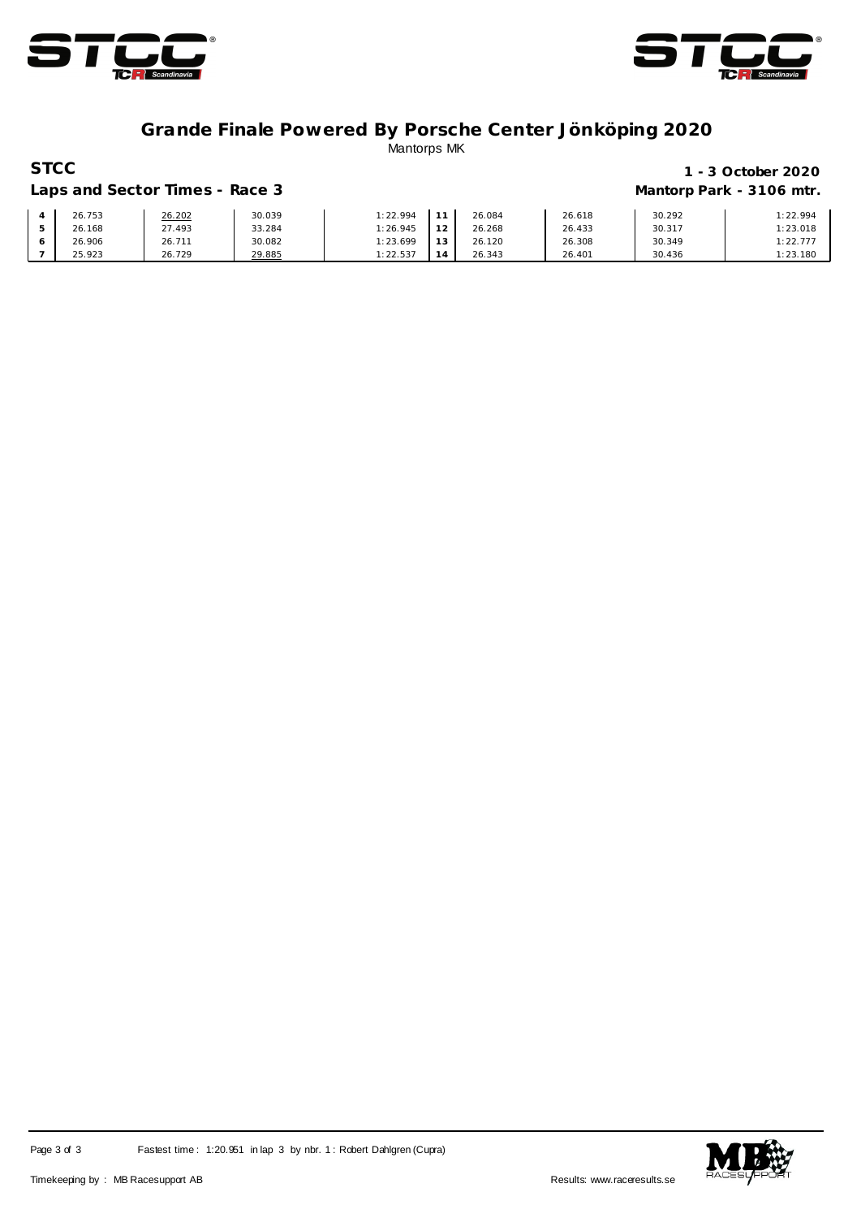# Grande Finale Powered By Porsche Center Jönköping 2020

Mantorps MK

**STCC** — **1 - 3 October 2020**

## Laps and Sector Times - Race 3

**Mantorp Park - 3106 mtr.**

| | | | | | | | | | |
|---|---|---|---|---|---|---|---|---|---|
| **4** | 26.753 | 26.202 | 30.039 | 1:22.994 | **11** | 26.084 | 26.618 | 30.292 | 1:22.994 |
| **5** | 26.168 | 27.493 | 33.284 | 1:26.945 | **12** | 26.268 | 26.433 | 30.317 | 1:23.018 |
| **6** | 26.906 | 26.711 | 30.082 | 1:23.699 | **13** | 26.120 | 26.308 | 30.349 | 1:22.777 |
| **7** | 25.923 | 26.729 | 29.885 | 1:22.537 | **14** | 26.343 | 26.401 | 30.436 | 1:23.180 |

Fastest time : 1:20.951 in lap 3 by nbr. 1 : Robert Dahlgren (Cupra)

Timekeeping by : MB Racesupport AB

Results: www.raceresults.se